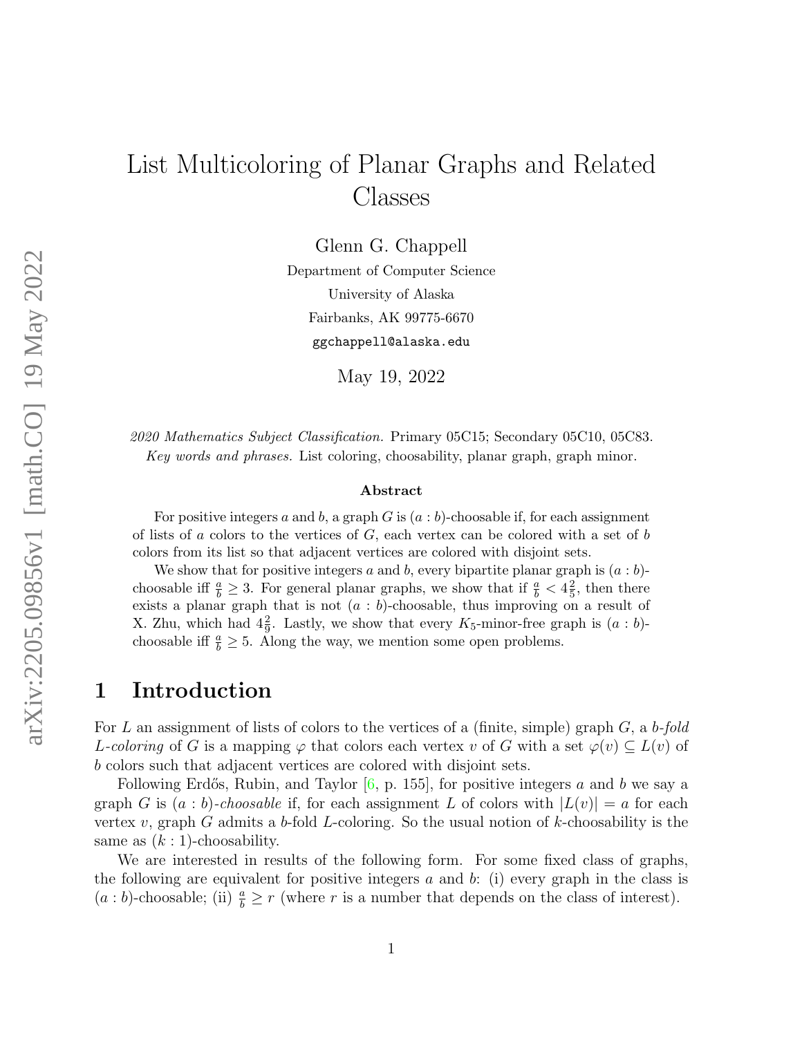# List Multicoloring of Planar Graphs and Related Classes

Glenn G. Chappell

Department of Computer Science

University of Alaska

Fairbanks, AK 99775-6670

ggchappell@alaska.edu

May 19, 2022

*2020 Mathematics Subject Classification.* Primary 05C15; Secondary 05C10, 05C83.
*Key words and phrases.* List coloring, choosability, planar graph, graph minor.

### Abstract

For positive integers $a$ and $b$, a graph $G$ is $(a : b)$-choosable if, for each assignment of lists of $a$ colors to the vertices of $G$, each vertex can be colored with a set of $b$ colors from its list so that adjacent vertices are colored with disjoint sets.

We show that for positive integers $a$ and $b$, every bipartite planar graph is $(a : b)$-choosable iff $\frac{a}{b} \geq 3$. For general planar graphs, we show that if $\frac{a}{b} < 4\frac{2}{5}$, then there exists a planar graph that is not $(a : b)$-choosable, thus improving on a result of X. Zhu, which had $4\frac{2}{9}$. Lastly, we show that every $K_5$-minor-free graph is $(a : b)$-choosable iff $\frac{a}{b} \geq 5$. Along the way, we mention some open problems.

## 1 Introduction

For $L$ an assignment of lists of colors to the vertices of a (finite, simple) graph $G$, a *$b$-fold $L$-coloring* of $G$ is a mapping $\varphi$ that colors each vertex $v$ of $G$ with a set $\varphi(v) \subseteq L(v)$ of $b$ colors such that adjacent vertices are colored with disjoint sets.

Following Erdős, Rubin, and Taylor [6, p. 155], for positive integers $a$ and $b$ we say a graph $G$ is *$(a : b)$-choosable* if, for each assignment $L$ of colors with $|L(v)| = a$ for each vertex $v$, graph $G$ admits a $b$-fold $L$-coloring. So the usual notion of $k$-choosability is the same as $(k : 1)$-choosability.

We are interested in results of the following form. For some fixed class of graphs, the following are equivalent for positive integers $a$ and $b$: (i) every graph in the class is $(a : b)$-choosable; (ii) $\frac{a}{b} \geq r$ (where $r$ is a number that depends on the class of interest).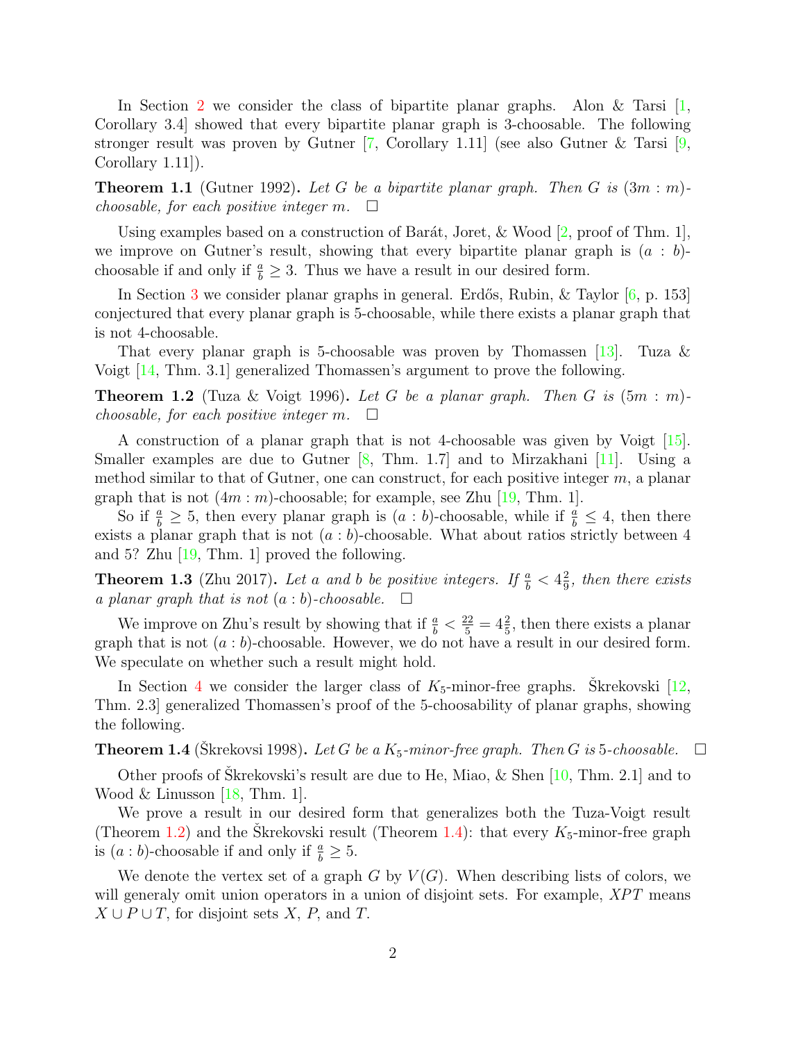In Section 2 we consider the class of bipartite planar graphs. Alon & Tarsi [1, Corollary 3.4] showed that every bipartite planar graph is 3-choosable. The following stronger result was proven by Gutner [7, Corollary 1.11] (see also Gutner & Tarsi [9, Corollary 1.11]).

**Theorem 1.1** (Gutner 1992)**.** *Let $G$ be a bipartite planar graph. Then $G$ is $(3m : m)$-choosable, for each positive integer $m$.* $\square$

Using examples based on a construction of Barát, Joret, & Wood [2, proof of Thm. 1], we improve on Gutner's result, showing that every bipartite planar graph is $(a : b)$-choosable if and only if $\frac{a}{b} \geq 3$. Thus we have a result in our desired form.

In Section 3 we consider planar graphs in general. Erdős, Rubin, & Taylor [6, p. 153] conjectured that every planar graph is 5-choosable, while there exists a planar graph that is not 4-choosable.

That every planar graph is 5-choosable was proven by Thomassen [13]. Tuza & Voigt [14, Thm. 3.1] generalized Thomassen's argument to prove the following.

**Theorem 1.2** (Tuza & Voigt 1996)**.** *Let $G$ be a planar graph. Then $G$ is $(5m : m)$-choosable, for each positive integer $m$.* $\square$

A construction of a planar graph that is not 4-choosable was given by Voigt [15]. Smaller examples are due to Gutner [8, Thm. 1.7] and to Mirzakhani [11]. Using a method similar to that of Gutner, one can construct, for each positive integer $m$, a planar graph that is not $(4m : m)$-choosable; for example, see Zhu [19, Thm. 1].

So if $\frac{a}{b} \geq 5$, then every planar graph is $(a : b)$-choosable, while if $\frac{a}{b} \leq 4$, then there exists a planar graph that is not $(a : b)$-choosable. What about ratios strictly between 4 and 5? Zhu [19, Thm. 1] proved the following.

**Theorem 1.3** (Zhu 2017)**.** *Let $a$ and $b$ be positive integers. If $\frac{a}{b} < 4\frac{2}{9}$, then there exists a planar graph that is not $(a : b)$-choosable.* $\square$

We improve on Zhu's result by showing that if $\frac{a}{b} < \frac{22}{5} = 4\frac{2}{5}$, then there exists a planar graph that is not $(a : b)$-choosable. However, we do not have a result in our desired form. We speculate on whether such a result might hold.

In Section 4 we consider the larger class of $K_5$-minor-free graphs. Škrekovski [12, Thm. 2.3] generalized Thomassen's proof of the 5-choosability of planar graphs, showing the following.

**Theorem 1.4** (Škrekovsi 1998)**.** *Let $G$ be a $K_5$-minor-free graph. Then $G$ is 5-choosable.* $\square$

Other proofs of Škrekovski's result are due to He, Miao, & Shen [10, Thm. 2.1] and to Wood & Linusson [18, Thm. 1].

We prove a result in our desired form that generalizes both the Tuza-Voigt result (Theorem 1.2) and the Škrekovski result (Theorem 1.4): that every $K_5$-minor-free graph is $(a : b)$-choosable if and only if $\frac{a}{b} \geq 5$.

We denote the vertex set of a graph $G$ by $V(G)$. When describing lists of colors, we will generaly omit union operators in a union of disjoint sets. For example, $XPT$ means $X \cup P \cup T$, for disjoint sets $X$, $P$, and $T$.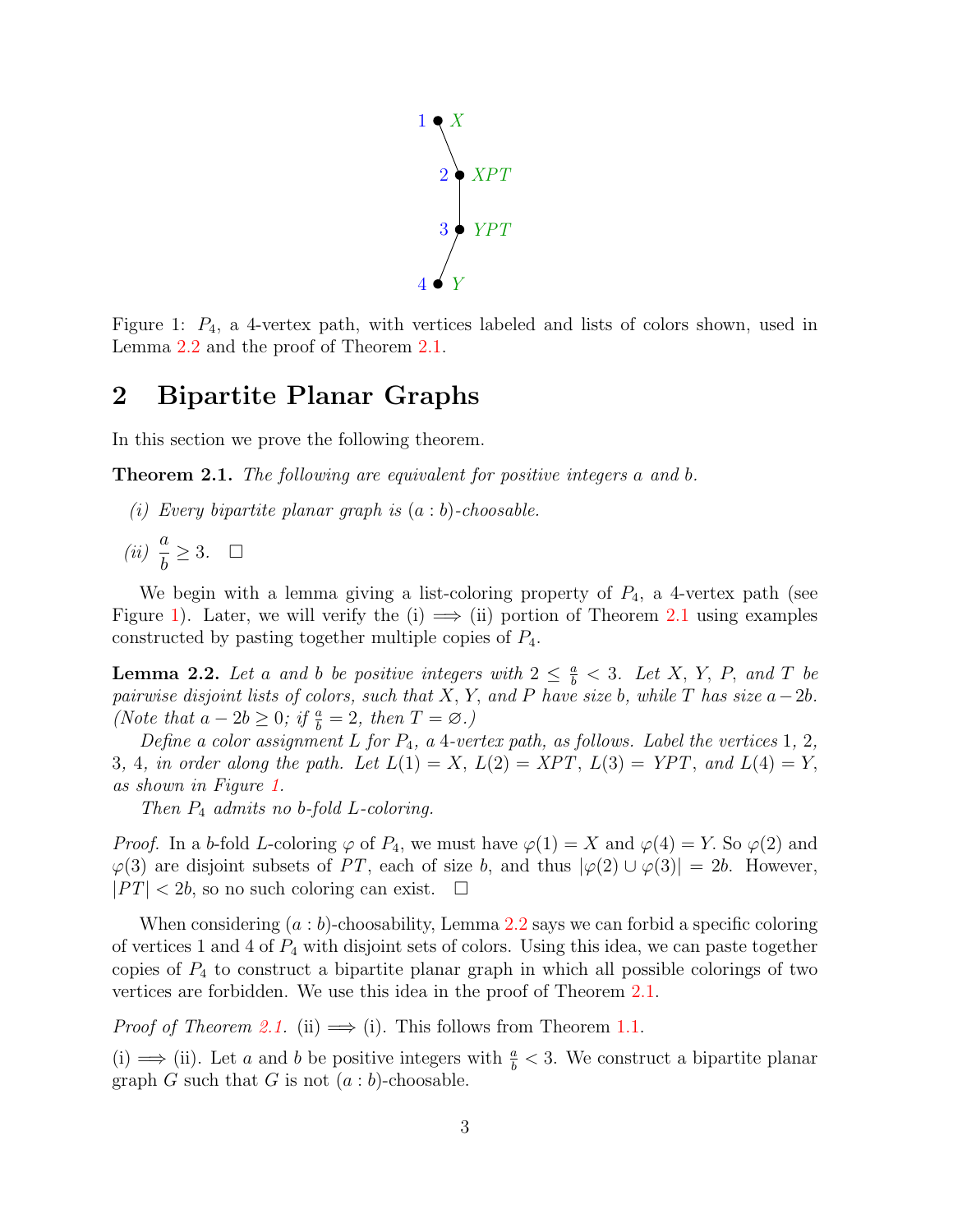Figure 1: $P_4$, a 4-vertex path, with vertices labeled and lists of colors shown, used in Lemma 2.2 and the proof of Theorem 2.1.

## 2 Bipartite Planar Graphs

In this section we prove the following theorem.

**Theorem 2.1.** *The following are equivalent for positive integers $a$ and $b$.*

*(i) Every bipartite planar graph is $(a:b)$-choosable.*

*(ii) $\frac{a}{b} \geq 3$.* □

We begin with a lemma giving a list-coloring property of $P_4$, a 4-vertex path (see Figure 1). Later, we will verify the (i) $\implies$ (ii) portion of Theorem 2.1 using examples constructed by pasting together multiple copies of $P_4$.

**Lemma 2.2.** *Let $a$ and $b$ be positive integers with $2 \leq \frac{a}{b} < 3$. Let $X$, $Y$, $P$, and $T$ be pairwise disjoint lists of colors, such that $X$, $Y$, and $P$ have size $b$, while $T$ has size $a-2b$. (Note that $a - 2b \geq 0$; if $\frac{a}{b} = 2$, then $T = \varnothing$.)*

*Define a color assignment $L$ for $P_4$, a 4-vertex path, as follows. Label the vertices 1, 2, 3, 4, in order along the path. Let $L(1) = X$, $L(2) = XPT$, $L(3) = YPT$, and $L(4) = Y$, as shown in Figure 1.*

*Then $P_4$ admits no $b$-fold $L$-coloring.*

*Proof.* In a $b$-fold $L$-coloring $\varphi$ of $P_4$, we must have $\varphi(1) = X$ and $\varphi(4) = Y$. So $\varphi(2)$ and $\varphi(3)$ are disjoint subsets of $PT$, each of size $b$, and thus $|\varphi(2) \cup \varphi(3)| = 2b$. However, $|PT| < 2b$, so no such coloring can exist. □

When considering $(a:b)$-choosability, Lemma 2.2 says we can forbid a specific coloring of vertices 1 and 4 of $P_4$ with disjoint sets of colors. Using this idea, we can paste together copies of $P_4$ to construct a bipartite planar graph in which all possible colorings of two vertices are forbidden. We use this idea in the proof of Theorem 2.1.

*Proof of Theorem 2.1.* (ii) $\implies$ (i). This follows from Theorem 1.1.

(i) $\implies$ (ii). Let $a$ and $b$ be positive integers with $\frac{a}{b} < 3$. We construct a bipartite planar graph $G$ such that $G$ is not $(a:b)$-choosable.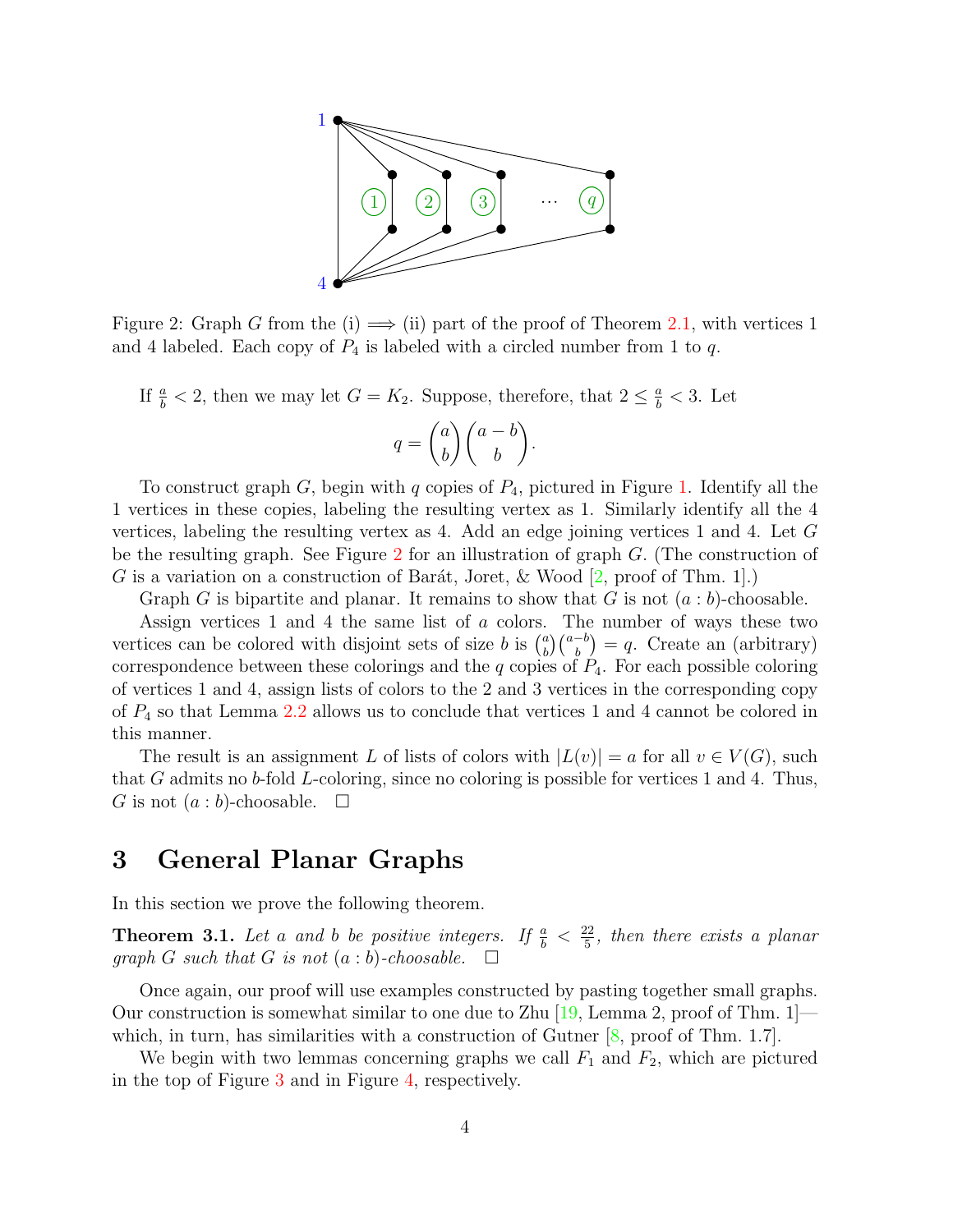Figure 2: Graph $G$ from the (i) $\implies$ (ii) part of the proof of Theorem 2.1, with vertices 1 and 4 labeled. Each copy of $P_4$ is labeled with a circled number from 1 to $q$.

If $\frac{a}{b} < 2$, then we may let $G = K_2$. Suppose, therefore, that $2 \leq \frac{a}{b} < 3$. Let

$$q = \binom{a}{b}\binom{a-b}{b}.$$

To construct graph $G$, begin with $q$ copies of $P_4$, pictured in Figure 1. Identify all the 1 vertices in these copies, labeling the resulting vertex as 1. Similarly identify all the 4 vertices, labeling the resulting vertex as 4. Add an edge joining vertices 1 and 4. Let $G$ be the resulting graph. See Figure 2 for an illustration of graph $G$. (The construction of $G$ is a variation on a construction of Barát, Joret, & Wood [2, proof of Thm. 1].)

Graph $G$ is bipartite and planar. It remains to show that $G$ is not $(a : b)$-choosable.

Assign vertices 1 and 4 the same list of $a$ colors. The number of ways these two vertices can be colored with disjoint sets of size $b$ is $\binom{a}{b}\binom{a-b}{b} = q$. Create an (arbitrary) correspondence between these colorings and the $q$ copies of $P_4$. For each possible coloring of vertices 1 and 4, assign lists of colors to the 2 and 3 vertices in the corresponding copy of $P_4$ so that Lemma 2.2 allows us to conclude that vertices 1 and 4 cannot be colored in this manner.

The result is an assignment $L$ of lists of colors with $|L(v)| = a$ for all $v \in V(G)$, such that $G$ admits no $b$-fold $L$-coloring, since no coloring is possible for vertices 1 and 4. Thus, $G$ is not $(a : b)$-choosable. $\square$

## 3 General Planar Graphs

In this section we prove the following theorem.

**Theorem 3.1.** *Let $a$ and $b$ be positive integers. If $\frac{a}{b} < \frac{22}{5}$, then there exists a planar graph $G$ such that $G$ is not $(a : b)$-choosable.* $\square$

Once again, our proof will use examples constructed by pasting together small graphs. Our construction is somewhat similar to one due to Zhu [19, Lemma 2, proof of Thm. 1]—which, in turn, has similarities with a construction of Gutner [8, proof of Thm. 1.7].

We begin with two lemmas concerning graphs we call $F_1$ and $F_2$, which are pictured in the top of Figure 3 and in Figure 4, respectively.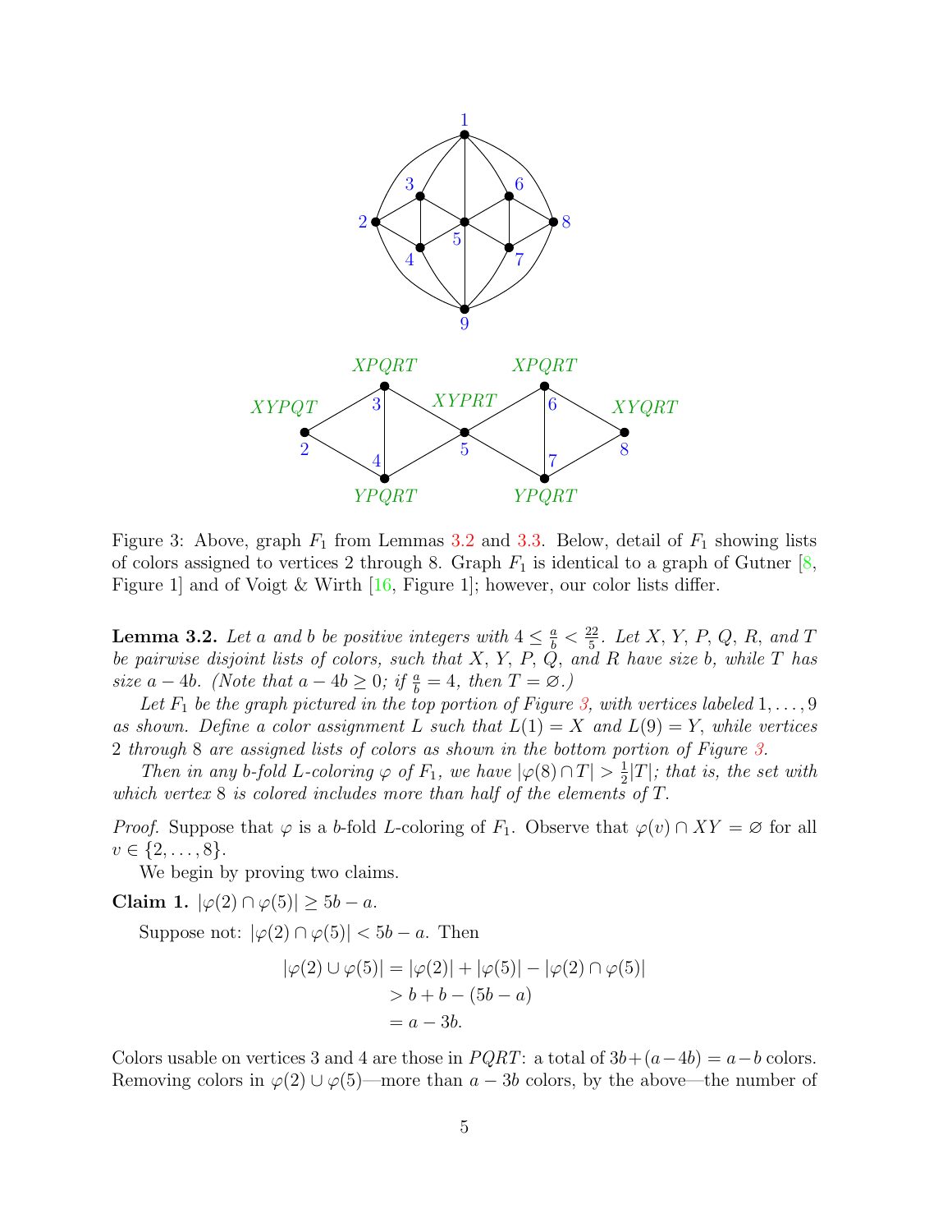Figure 3: Above, graph $F_1$ from Lemmas 3.2 and 3.3. Below, detail of $F_1$ showing lists of colors assigned to vertices 2 through 8. Graph $F_1$ is identical to a graph of Gutner [8, Figure 1] and of Voigt & Wirth [16, Figure 1]; however, our color lists differ.

**Lemma 3.2.** *Let $a$ and $b$ be positive integers with $4 \le \frac{a}{b} < \frac{22}{5}$. Let $X$, $Y$, $P$, $Q$, $R$, and $T$ be pairwise disjoint lists of colors, such that $X$, $Y$, $P$, $Q$, and $R$ have size $b$, while $T$ has size $a - 4b$. (Note that $a - 4b \ge 0$; if $\frac{a}{b} = 4$, then $T = \varnothing$.)*

*Let $F_1$ be the graph pictured in the top portion of Figure 3, with vertices labeled $1, \ldots, 9$ as shown. Define a color assignment $L$ such that $L(1) = X$ and $L(9) = Y$, while vertices 2 through 8 are assigned lists of colors as shown in the bottom portion of Figure 3.*

*Then in any $b$-fold $L$-coloring $\varphi$ of $F_1$, we have $|\varphi(8) \cap T| > \frac{1}{2}|T|$; that is, the set with which vertex 8 is colored includes more than half of the elements of $T$.*

*Proof.* Suppose that $\varphi$ is a $b$-fold $L$-coloring of $F_1$. Observe that $\varphi(v) \cap XY = \varnothing$ for all $v \in \{2, \ldots, 8\}$.

We begin by proving two claims.

**Claim 1.** $|\varphi(2) \cap \varphi(5)| \ge 5b - a$.

Suppose not: $|\varphi(2) \cap \varphi(5)| < 5b - a$. Then

$$\begin{aligned} |\varphi(2) \cup \varphi(5)| &= |\varphi(2)| + |\varphi(5)| - |\varphi(2) \cap \varphi(5)| \\ &> b + b - (5b - a) \\ &= a - 3b. \end{aligned}$$

Colors usable on vertices 3 and 4 are those in $PQRT$: a total of $3b + (a - 4b) = a - b$ colors. Removing colors in $\varphi(2) \cup \varphi(5)$—more than $a - 3b$ colors, by the above—the number of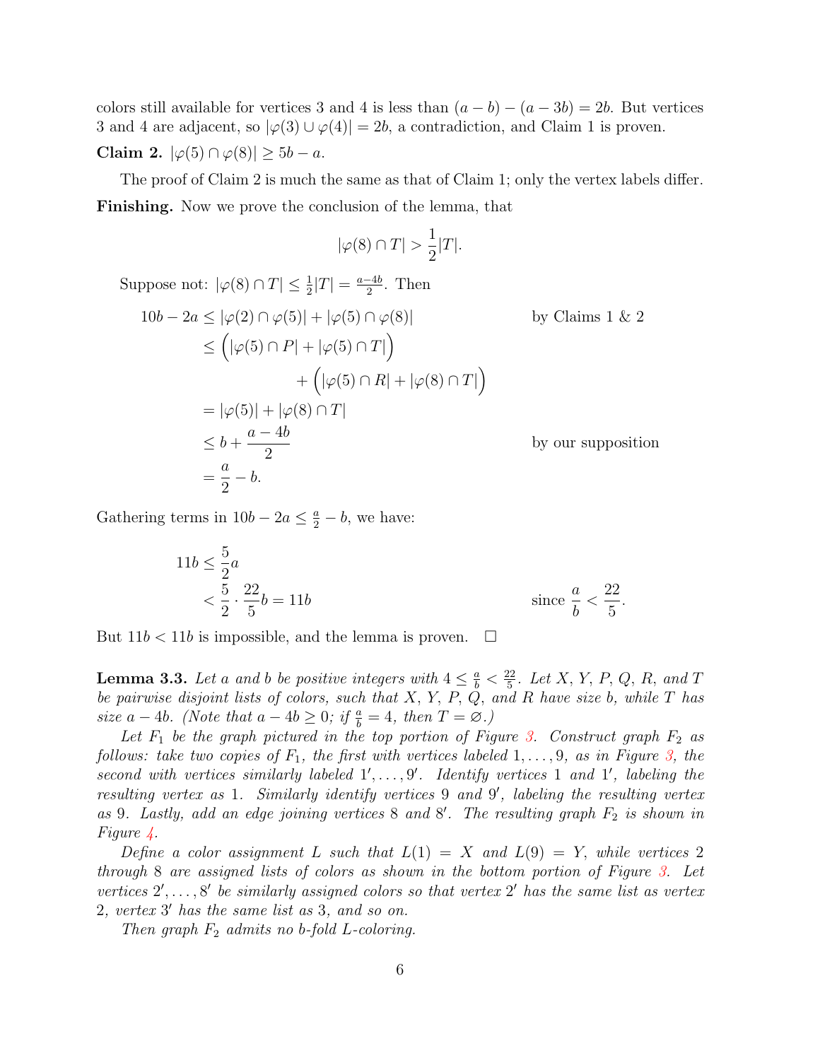colors still available for vertices 3 and 4 is less than $(a-b)-(a-3b)=2b$. But vertices 3 and 4 are adjacent, so $|\varphi(3)\cup\varphi(4)|=2b$, a contradiction, and Claim 1 is proven.

**Claim 2.** $|\varphi(5)\cap\varphi(8)|\geq 5b-a$.

The proof of Claim 2 is much the same as that of Claim 1; only the vertex labels differ.

**Finishing.** Now we prove the conclusion of the lemma, that

$$|\varphi(8)\cap T|>\frac{1}{2}|T|.$$

Suppose not: $|\varphi(8)\cap T|\leq\frac{1}{2}|T|=\frac{a-4b}{2}$. Then

$$\begin{aligned}
10b-2a &\leq |\varphi(2)\cap\varphi(5)|+|\varphi(5)\cap\varphi(8)| && \text{by Claims 1 \& 2}\\
&\leq \Big(|\varphi(5)\cap P|+|\varphi(5)\cap T|\Big)\\
&\qquad\qquad +\Big(|\varphi(5)\cap R|+|\varphi(8)\cap T|\Big)\\
&= |\varphi(5)|+|\varphi(8)\cap T|\\
&\leq b+\frac{a-4b}{2} && \text{by our supposition}\\
&= \frac{a}{2}-b.
\end{aligned}$$

Gathering terms in $10b-2a\leq\frac{a}{2}-b$, we have:

$$\begin{aligned}
11b &\leq \frac{5}{2}a\\
&< \frac{5}{2}\cdot\frac{22}{5}b=11b && \text{since } \frac{a}{b}<\frac{22}{5}.
\end{aligned}$$

But $11b<11b$ is impossible, and the lemma is proven. $\square$

**Lemma 3.3.** *Let $a$ and $b$ be positive integers with $4\leq\frac{a}{b}<\frac{22}{5}$. Let $X$, $Y$, $P$, $Q$, $R$, and $T$ be pairwise disjoint lists of colors, such that $X$, $Y$, $P$, $Q$, and $R$ have size $b$, while $T$ has size $a-4b$. (Note that $a-4b\geq 0$; if $\frac{a}{b}=4$, then $T=\varnothing$.)*

*Let $F_1$ be the graph pictured in the top portion of Figure 3. Construct graph $F_2$ as follows: take two copies of $F_1$, the first with vertices labeled $1,\ldots,9$, as in Figure 3, the second with vertices similarly labeled $1',\ldots,9'$. Identify vertices $1$ and $1'$, labeling the resulting vertex as $1$. Similarly identify vertices $9$ and $9'$, labeling the resulting vertex as $9$. Lastly, add an edge joining vertices $8$ and $8'$. The resulting graph $F_2$ is shown in Figure 4.*

*Define a color assignment $L$ such that $L(1)=X$ and $L(9)=Y$, while vertices $2$ through $8$ are assigned lists of colors as shown in the bottom portion of Figure 3. Let vertices $2',\ldots,8'$ be similarly assigned colors so that vertex $2'$ has the same list as vertex $2$, vertex $3'$ has the same list as $3$, and so on.*

*Then graph $F_2$ admits no $b$-fold $L$-coloring.*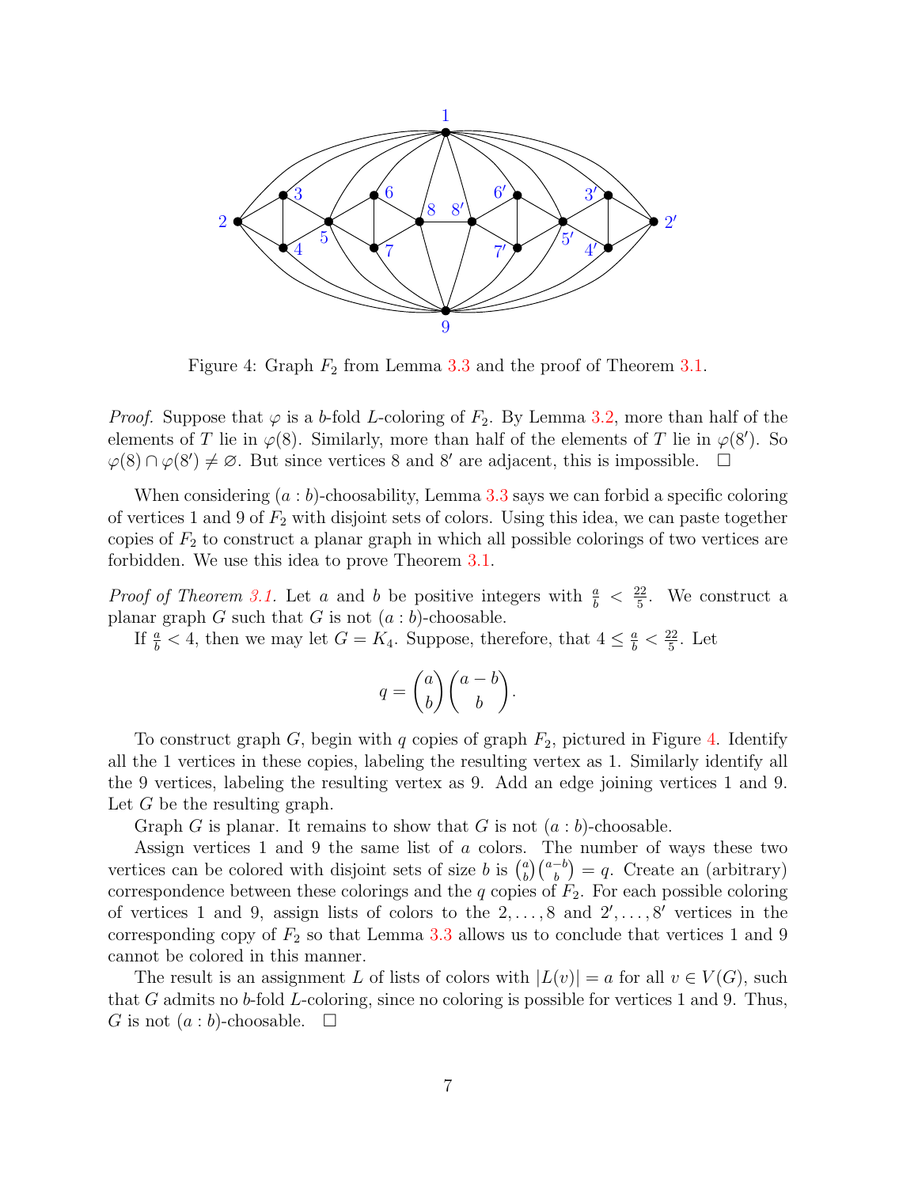Figure 4: Graph $F_2$ from Lemma 3.3 and the proof of Theorem 3.1.

*Proof.* Suppose that $\varphi$ is a $b$-fold $L$-coloring of $F_2$. By Lemma 3.2, more than half of the elements of $T$ lie in $\varphi(8)$. Similarly, more than half of the elements of $T$ lie in $\varphi(8')$. So $\varphi(8) \cap \varphi(8') \neq \varnothing$. But since vertices 8 and $8'$ are adjacent, this is impossible. $\square$

When considering $(a:b)$-choosability, Lemma 3.3 says we can forbid a specific coloring of vertices 1 and 9 of $F_2$ with disjoint sets of colors. Using this idea, we can paste together copies of $F_2$ to construct a planar graph in which all possible colorings of two vertices are forbidden. We use this idea to prove Theorem 3.1.

*Proof of Theorem 3.1.* Let $a$ and $b$ be positive integers with $\frac{a}{b} < \frac{22}{5}$. We construct a planar graph $G$ such that $G$ is not $(a:b)$-choosable.

If $\frac{a}{b} < 4$, then we may let $G = K_4$. Suppose, therefore, that $4 \leq \frac{a}{b} < \frac{22}{5}$. Let

$$q = \binom{a}{b}\binom{a-b}{b}.$$

To construct graph $G$, begin with $q$ copies of graph $F_2$, pictured in Figure 4. Identify all the 1 vertices in these copies, labeling the resulting vertex as 1. Similarly identify all the 9 vertices, labeling the resulting vertex as 9. Add an edge joining vertices 1 and 9. Let $G$ be the resulting graph.

Graph $G$ is planar. It remains to show that $G$ is not $(a:b)$-choosable.

Assign vertices 1 and 9 the same list of $a$ colors. The number of ways these two vertices can be colored with disjoint sets of size $b$ is $\binom{a}{b}\binom{a-b}{b} = q$. Create an (arbitrary) correspondence between these colorings and the $q$ copies of $F_2$. For each possible coloring of vertices 1 and 9, assign lists of colors to the $2, \ldots, 8$ and $2', \ldots, 8'$ vertices in the corresponding copy of $F_2$ so that Lemma 3.3 allows us to conclude that vertices 1 and 9 cannot be colored in this manner.

The result is an assignment $L$ of lists of colors with $|L(v)| = a$ for all $v \in V(G)$, such that $G$ admits no $b$-fold $L$-coloring, since no coloring is possible for vertices 1 and 9. Thus, $G$ is not $(a:b)$-choosable. $\square$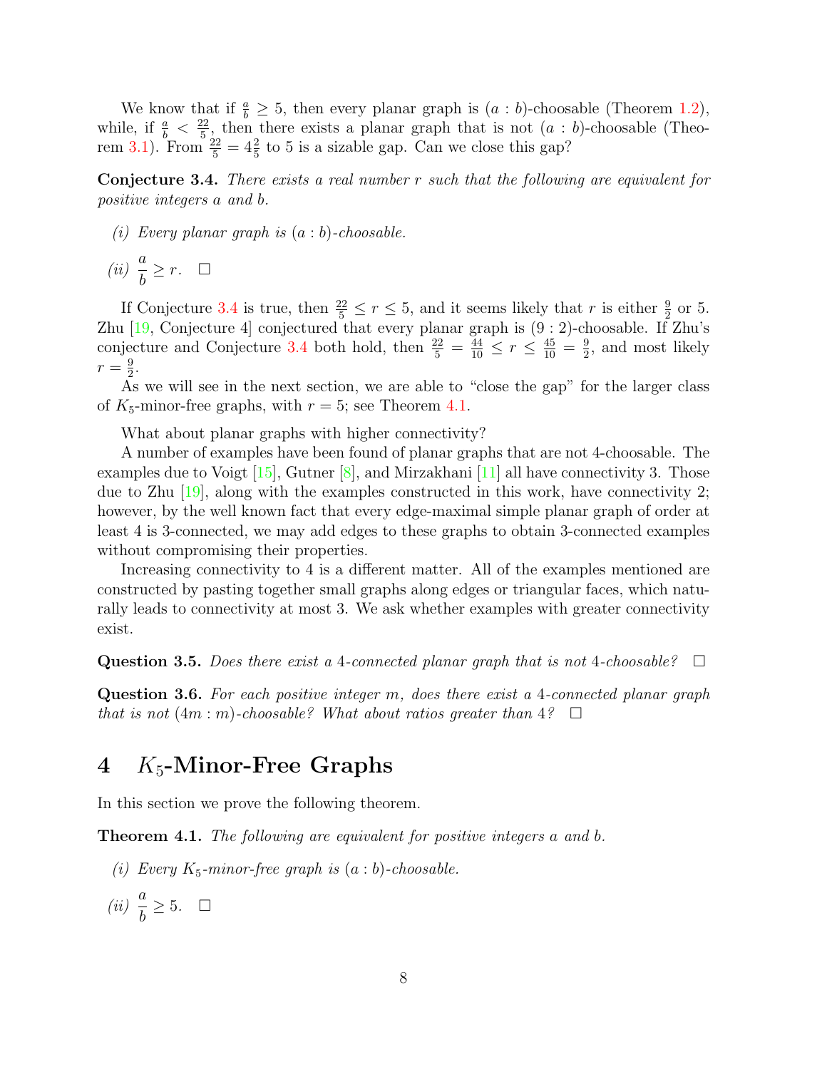We know that if $\frac{a}{b} \geq 5$, then every planar graph is $(a : b)$-choosable (Theorem 1.2), while, if $\frac{a}{b} < \frac{22}{5}$, then there exists a planar graph that is not $(a : b)$-choosable (Theorem 3.1). From $\frac{22}{5} = 4\frac{2}{5}$ to 5 is a sizable gap. Can we close this gap?

**Conjecture 3.4.** *There exists a real number $r$ such that the following are equivalent for positive integers $a$ and $b$.*

*(i) Every planar graph is $(a : b)$-choosable.*

*(ii) $\dfrac{a}{b} \geq r$.* □

If Conjecture 3.4 is true, then $\frac{22}{5} \leq r \leq 5$, and it seems likely that $r$ is either $\frac{9}{2}$ or 5. Zhu [19, Conjecture 4] conjectured that every planar graph is $(9 : 2)$-choosable. If Zhu's conjecture and Conjecture 3.4 both hold, then $\frac{22}{5} = \frac{44}{10} \leq r \leq \frac{45}{10} = \frac{9}{2}$, and most likely $r = \frac{9}{2}$.

As we will see in the next section, we are able to "close the gap" for the larger class of $K_5$-minor-free graphs, with $r = 5$; see Theorem 4.1.

What about planar graphs with higher connectivity?

A number of examples have been found of planar graphs that are not 4-choosable. The examples due to Voigt [15], Gutner [8], and Mirzakhani [11] all have connectivity 3. Those due to Zhu [19], along with the examples constructed in this work, have connectivity 2; however, by the well known fact that every edge-maximal simple planar graph of order at least 4 is 3-connected, we may add edges to these graphs to obtain 3-connected examples without compromising their properties.

Increasing connectivity to 4 is a different matter. All of the examples mentioned are constructed by pasting together small graphs along edges or triangular faces, which naturally leads to connectivity at most 3. We ask whether examples with greater connectivity exist.

**Question 3.5.** *Does there exist a 4-connected planar graph that is not 4-choosable?* □

**Question 3.6.** *For each positive integer $m$, does there exist a 4-connected planar graph that is not $(4m : m)$-choosable? What about ratios greater than 4?* □

# 4 $K_5$-Minor-Free Graphs

In this section we prove the following theorem.

**Theorem 4.1.** *The following are equivalent for positive integers $a$ and $b$.*

*(i) Every $K_5$-minor-free graph is $(a : b)$-choosable.*

*(ii) $\dfrac{a}{b} \geq 5$.* □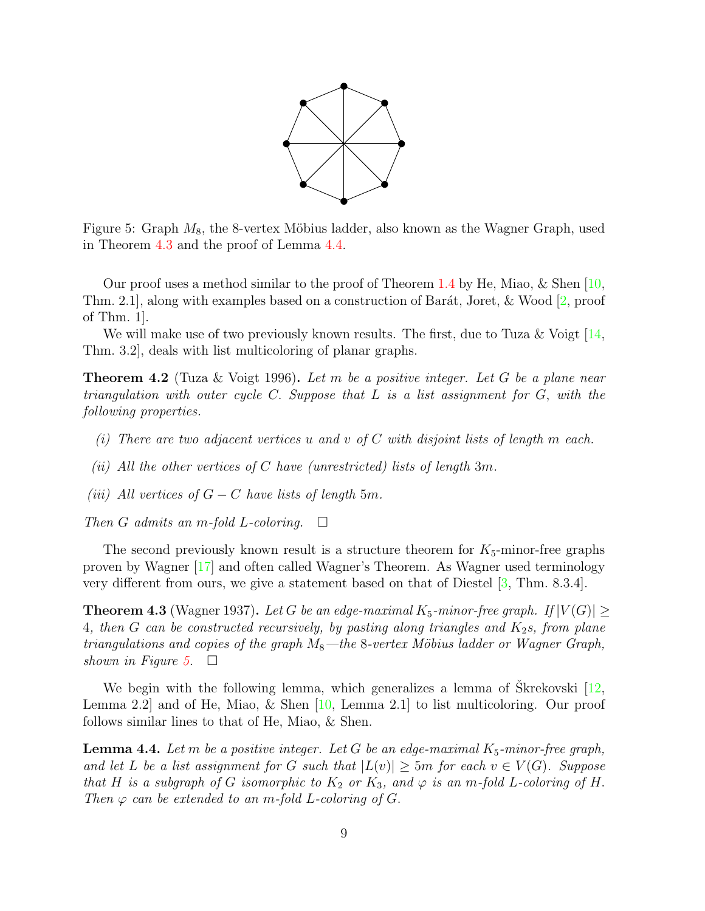Figure 5: Graph $M_8$, the 8-vertex Möbius ladder, also known as the Wagner Graph, used in Theorem 4.3 and the proof of Lemma 4.4.

Our proof uses a method similar to the proof of Theorem 1.4 by He, Miao, & Shen [10, Thm. 2.1], along with examples based on a construction of Barát, Joret, & Wood [2, proof of Thm. 1].

We will make use of two previously known results. The first, due to Tuza & Voigt [14, Thm. 3.2], deals with list multicoloring of planar graphs.

**Theorem 4.2** (Tuza & Voigt 1996)**.** *Let $m$ be a positive integer. Let $G$ be a plane near triangulation with outer cycle $C$. Suppose that $L$ is a list assignment for $G$, with the following properties.*

*(i) There are two adjacent vertices $u$ and $v$ of $C$ with disjoint lists of length $m$ each.*

*(ii) All the other vertices of $C$ have (unrestricted) lists of length $3m$.*

*(iii) All vertices of $G - C$ have lists of length $5m$.*

*Then $G$ admits an $m$-fold $L$-coloring.* $\square$

The second previously known result is a structure theorem for $K_5$-minor-free graphs proven by Wagner [17] and often called Wagner's Theorem. As Wagner used terminology very different from ours, we give a statement based on that of Diestel [3, Thm. 8.3.4].

**Theorem 4.3** (Wagner 1937)**.** *Let $G$ be an edge-maximal $K_5$-minor-free graph. If $|V(G)| \geq 4$, then $G$ can be constructed recursively, by pasting along triangles and $K_2$s, from plane triangulations and copies of the graph $M_8$—the 8-vertex Möbius ladder or Wagner Graph, shown in Figure 5.* $\square$

We begin with the following lemma, which generalizes a lemma of Škrekovski [12, Lemma 2.2] and of He, Miao, & Shen [10, Lemma 2.1] to list multicoloring. Our proof follows similar lines to that of He, Miao, & Shen.

**Lemma 4.4.** *Let $m$ be a positive integer. Let $G$ be an edge-maximal $K_5$-minor-free graph, and let $L$ be a list assignment for $G$ such that $|L(v)| \geq 5m$ for each $v \in V(G)$. Suppose that $H$ is a subgraph of $G$ isomorphic to $K_2$ or $K_3$, and $\varphi$ is an $m$-fold $L$-coloring of $H$. Then $\varphi$ can be extended to an $m$-fold $L$-coloring of $G$.*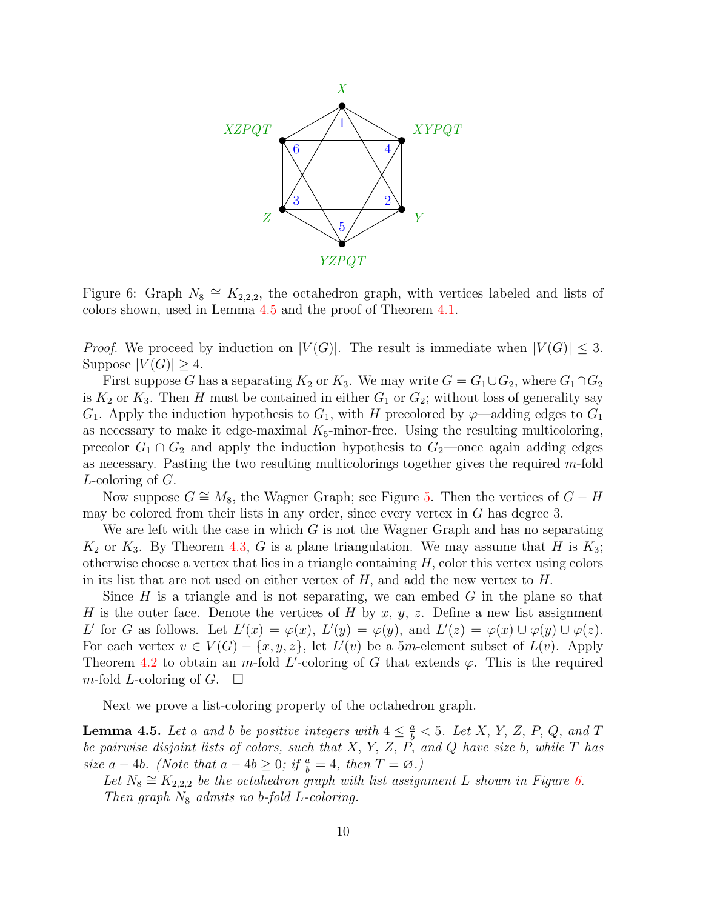Figure 6: Graph $N_8 \cong K_{2,2,2}$, the octahedron graph, with vertices labeled and lists of colors shown, used in Lemma 4.5 and the proof of Theorem 4.1.

*Proof.* We proceed by induction on $|V(G)|$. The result is immediate when $|V(G)| \leq 3$. Suppose $|V(G)| \geq 4$.

First suppose $G$ has a separating $K_2$ or $K_3$. We may write $G = G_1 \cup G_2$, where $G_1 \cap G_2$ is $K_2$ or $K_3$. Then $H$ must be contained in either $G_1$ or $G_2$; without loss of generality say $G_1$. Apply the induction hypothesis to $G_1$, with $H$ precolored by $\varphi$—adding edges to $G_1$ as necessary to make it edge-maximal $K_5$-minor-free. Using the resulting multicoloring, precolor $G_1 \cap G_2$ and apply the induction hypothesis to $G_2$—once again adding edges as necessary. Pasting the two resulting multicolorings together gives the required $m$-fold $L$-coloring of $G$.

Now suppose $G \cong M_8$, the Wagner Graph; see Figure 5. Then the vertices of $G - H$ may be colored from their lists in any order, since every vertex in $G$ has degree 3.

We are left with the case in which $G$ is not the Wagner Graph and has no separating $K_2$ or $K_3$. By Theorem 4.3, $G$ is a plane triangulation. We may assume that $H$ is $K_3$; otherwise choose a vertex that lies in a triangle containing $H$, color this vertex using colors in its list that are not used on either vertex of $H$, and add the new vertex to $H$.

Since $H$ is a triangle and is not separating, we can embed $G$ in the plane so that $H$ is the outer face. Denote the vertices of $H$ by $x$, $y$, $z$. Define a new list assignment $L'$ for $G$ as follows. Let $L'(x) = \varphi(x)$, $L'(y) = \varphi(y)$, and $L'(z) = \varphi(x) \cup \varphi(y) \cup \varphi(z)$. For each vertex $v \in V(G) - \{x, y, z\}$, let $L'(v)$ be a $5m$-element subset of $L(v)$. Apply Theorem 4.2 to obtain an $m$-fold $L'$-coloring of $G$ that extends $\varphi$. This is the required $m$-fold $L$-coloring of $G$. $\square$

Next we prove a list-coloring property of the octahedron graph.

**Lemma 4.5.** *Let $a$ and $b$ be positive integers with $4 \leq \frac{a}{b} < 5$. Let $X$, $Y$, $Z$, $P$, $Q$, and $T$ be pairwise disjoint lists of colors, such that $X$, $Y$, $Z$, $P$, and $Q$ have size $b$, while $T$ has size $a - 4b$. (Note that $a - 4b \geq 0$; if $\frac{a}{b} = 4$, then $T = \varnothing$.)*

*Let $N_8 \cong K_{2,2,2}$ be the octahedron graph with list assignment $L$ shown in Figure 6. Then graph $N_8$ admits no $b$-fold $L$-coloring.*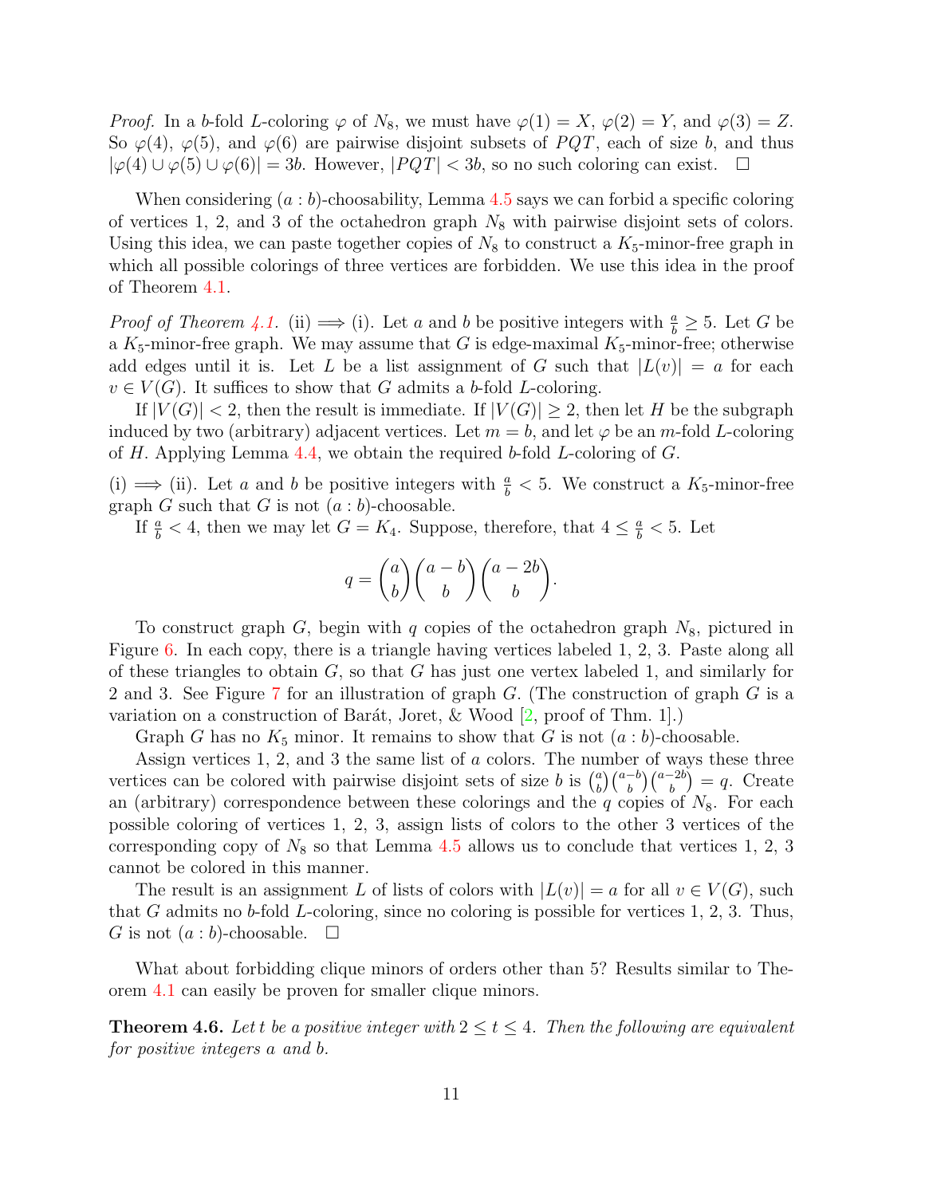*Proof.* In a $b$-fold $L$-coloring $\varphi$ of $N_8$, we must have $\varphi(1) = X$, $\varphi(2) = Y$, and $\varphi(3) = Z$. So $\varphi(4)$, $\varphi(5)$, and $\varphi(6)$ are pairwise disjoint subsets of $PQT$, each of size $b$, and thus $|\varphi(4) \cup \varphi(5) \cup \varphi(6)| = 3b$. However, $|PQT| < 3b$, so no such coloring can exist. $\square$

When considering $(a : b)$-choosability, Lemma 4.5 says we can forbid a specific coloring of vertices 1, 2, and 3 of the octahedron graph $N_8$ with pairwise disjoint sets of colors. Using this idea, we can paste together copies of $N_8$ to construct a $K_5$-minor-free graph in which all possible colorings of three vertices are forbidden. We use this idea in the proof of Theorem 4.1.

*Proof of Theorem 4.1.* (ii) $\implies$ (i). Let $a$ and $b$ be positive integers with $\frac{a}{b} \geq 5$. Let $G$ be a $K_5$-minor-free graph. We may assume that $G$ is edge-maximal $K_5$-minor-free; otherwise add edges until it is. Let $L$ be a list assignment of $G$ such that $|L(v)| = a$ for each $v \in V(G)$. It suffices to show that $G$ admits a $b$-fold $L$-coloring.

If $|V(G)| < 2$, then the result is immediate. If $|V(G)| \geq 2$, then let $H$ be the subgraph induced by two (arbitrary) adjacent vertices. Let $m = b$, and let $\varphi$ be an $m$-fold $L$-coloring of $H$. Applying Lemma 4.4, we obtain the required $b$-fold $L$-coloring of $G$.

(i) $\implies$ (ii). Let $a$ and $b$ be positive integers with $\frac{a}{b} < 5$. We construct a $K_5$-minor-free graph $G$ such that $G$ is not $(a : b)$-choosable.

If $\frac{a}{b} < 4$, then we may let $G = K_4$. Suppose, therefore, that $4 \leq \frac{a}{b} < 5$. Let

$$q = \binom{a}{b}\binom{a-b}{b}\binom{a-2b}{b}.$$

To construct graph $G$, begin with $q$ copies of the octahedron graph $N_8$, pictured in Figure 6. In each copy, there is a triangle having vertices labeled 1, 2, 3. Paste along all of these triangles to obtain $G$, so that $G$ has just one vertex labeled 1, and similarly for 2 and 3. See Figure 7 for an illustration of graph $G$. (The construction of graph $G$ is a variation on a construction of Barát, Joret, & Wood [2, proof of Thm. 1].)

Graph $G$ has no $K_5$ minor. It remains to show that $G$ is not $(a : b)$-choosable.

Assign vertices 1, 2, and 3 the same list of $a$ colors. The number of ways these three vertices can be colored with pairwise disjoint sets of size $b$ is $\binom{a}{b}\binom{a-b}{b}\binom{a-2b}{b} = q$. Create an (arbitrary) correspondence between these colorings and the $q$ copies of $N_8$. For each possible coloring of vertices 1, 2, 3, assign lists of colors to the other 3 vertices of the corresponding copy of $N_8$ so that Lemma 4.5 allows us to conclude that vertices 1, 2, 3 cannot be colored in this manner.

The result is an assignment $L$ of lists of colors with $|L(v)| = a$ for all $v \in V(G)$, such that $G$ admits no $b$-fold $L$-coloring, since no coloring is possible for vertices 1, 2, 3. Thus, $G$ is not $(a : b)$-choosable. $\square$

What about forbidding clique minors of orders other than 5? Results similar to Theorem 4.1 can easily be proven for smaller clique minors.

**Theorem 4.6.** *Let $t$ be a positive integer with $2 \leq t \leq 4$. Then the following are equivalent for positive integers $a$ and $b$.*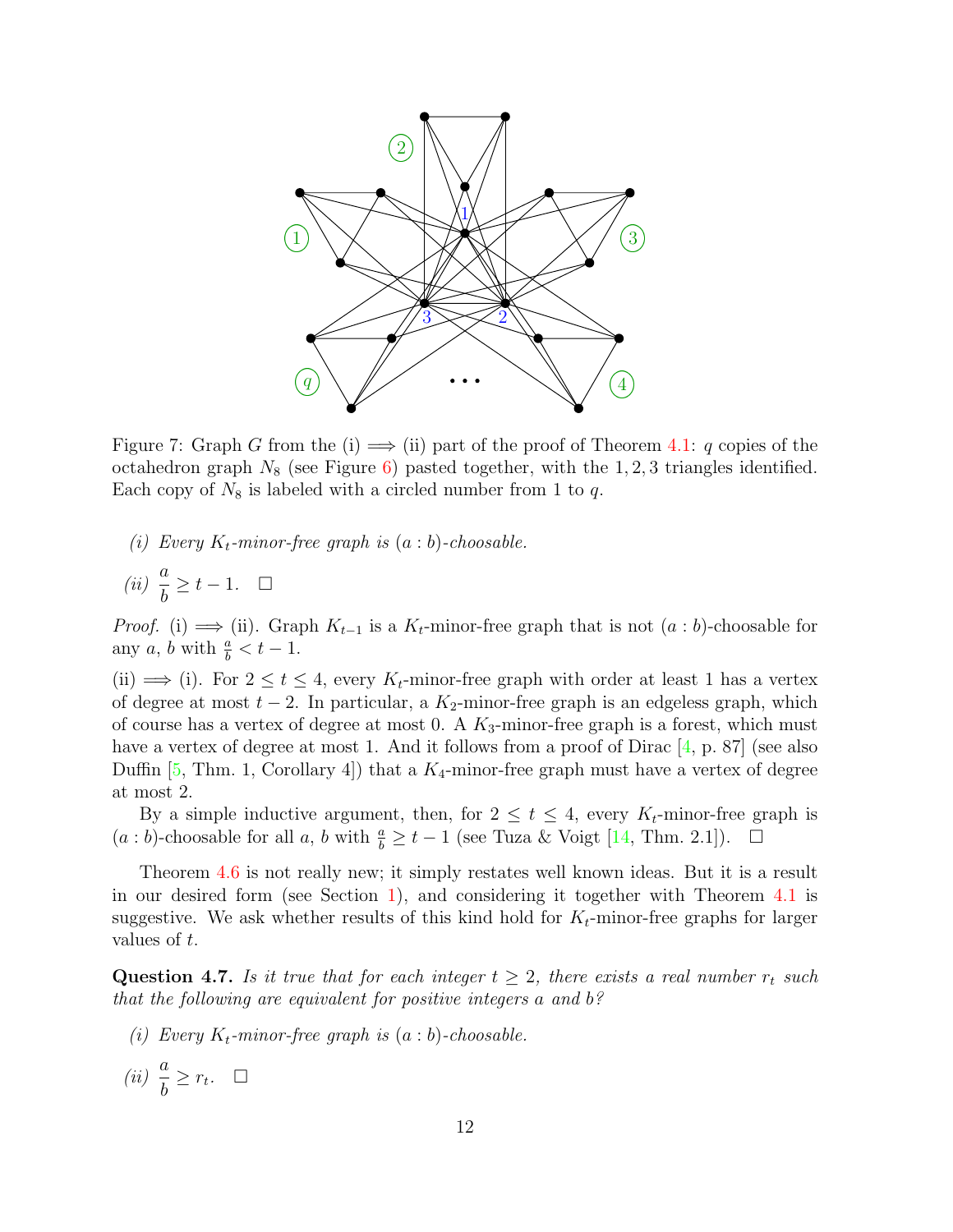Figure 7: Graph $G$ from the (i) $\implies$ (ii) part of the proof of Theorem 4.1: $q$ copies of the octahedron graph $N_8$ (see Figure 6) pasted together, with the 1, 2, 3 triangles identified. Each copy of $N_8$ is labeled with a circled number from 1 to $q$.

*(i) Every $K_t$-minor-free graph is $(a : b)$-choosable.*

*(ii)* $\frac{a}{b} \geq t - 1$. $\square$

*Proof.* (i) $\implies$ (ii). Graph $K_{t-1}$ is a $K_t$-minor-free graph that is not $(a : b)$-choosable for any $a$, $b$ with $\frac{a}{b} < t - 1$.

(ii) $\implies$ (i). For $2 \leq t \leq 4$, every $K_t$-minor-free graph with order at least 1 has a vertex of degree at most $t - 2$. In particular, a $K_2$-minor-free graph is an edgeless graph, which of course has a vertex of degree at most 0. A $K_3$-minor-free graph is a forest, which must have a vertex of degree at most 1. And it follows from a proof of Dirac [4, p. 87] (see also Duffin [5, Thm. 1, Corollary 4]) that a $K_4$-minor-free graph must have a vertex of degree at most 2.

By a simple inductive argument, then, for $2 \leq t \leq 4$, every $K_t$-minor-free graph is $(a : b)$-choosable for all $a$, $b$ with $\frac{a}{b} \geq t - 1$ (see Tuza & Voigt [14, Thm. 2.1]). $\square$

Theorem 4.6 is not really new; it simply restates well known ideas. But it is a result in our desired form (see Section 1), and considering it together with Theorem 4.1 is suggestive. We ask whether results of this kind hold for $K_t$-minor-free graphs for larger values of $t$.

**Question 4.7.** *Is it true that for each integer $t \geq 2$, there exists a real number $r_t$ such that the following are equivalent for positive integers $a$ and $b$?*

*(i) Every $K_t$-minor-free graph is $(a : b)$-choosable.*

*(ii)* $\frac{a}{b} \geq r_t$. $\square$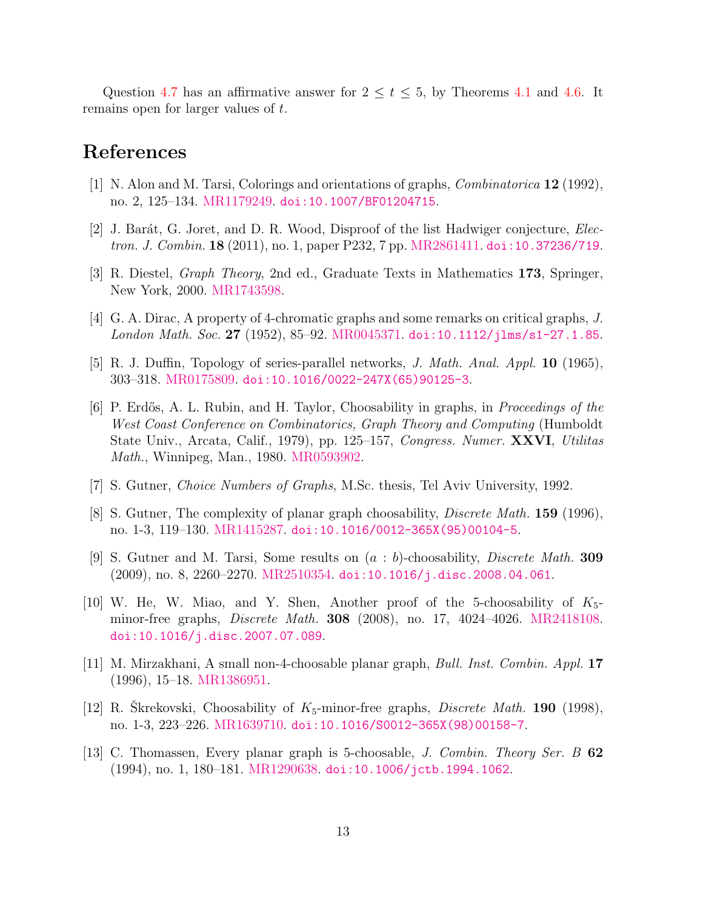Question 4.7 has an affirmative answer for $2 \le t \le 5$, by Theorems 4.1 and 4.6. It remains open for larger values of $t$.

# References

[1] N. Alon and M. Tarsi, Colorings and orientations of graphs, *Combinatorica* **12** (1992), no. 2, 125–134. MR1179249. doi:10.1007/BF01204715.

[2] J. Barát, G. Joret, and D. R. Wood, Disproof of the list Hadwiger conjecture, *Electron. J. Combin.* **18** (2011), no. 1, paper P232, 7 pp. MR2861411. doi:10.37236/719.

[3] R. Diestel, *Graph Theory*, 2nd ed., Graduate Texts in Mathematics **173**, Springer, New York, 2000. MR1743598.

[4] G. A. Dirac, A property of 4-chromatic graphs and some remarks on critical graphs, *J. London Math. Soc.* **27** (1952), 85–92. MR0045371. doi:10.1112/jlms/s1-27.1.85.

[5] R. J. Duffin, Topology of series-parallel networks, *J. Math. Anal. Appl.* **10** (1965), 303–318. MR0175809. doi:10.1016/0022-247X(65)90125-3.

[6] P. Erdős, A. L. Rubin, and H. Taylor, Choosability in graphs, in *Proceedings of the West Coast Conference on Combinatorics, Graph Theory and Computing* (Humboldt State Univ., Arcata, Calif., 1979), pp. 125–157, *Congress. Numer.* **XXVI**, *Utilitas Math.*, Winnipeg, Man., 1980. MR0593902.

[7] S. Gutner, *Choice Numbers of Graphs*, M.Sc. thesis, Tel Aviv University, 1992.

[8] S. Gutner, The complexity of planar graph choosability, *Discrete Math.* **159** (1996), no. 1-3, 119–130. MR1415287. doi:10.1016/0012-365X(95)00104-5.

[9] S. Gutner and M. Tarsi, Some results on $(a : b)$-choosability, *Discrete Math.* **309** (2009), no. 8, 2260–2270. MR2510354. doi:10.1016/j.disc.2008.04.061.

[10] W. He, W. Miao, and Y. Shen, Another proof of the 5-choosability of $K_5$-minor-free graphs, *Discrete Math.* **308** (2008), no. 17, 4024–4026. MR2418108. doi:10.1016/j.disc.2007.07.089.

[11] M. Mirzakhani, A small non-4-choosable planar graph, *Bull. Inst. Combin. Appl.* **17** (1996), 15–18. MR1386951.

[12] R. Škrekovski, Choosability of $K_5$-minor-free graphs, *Discrete Math.* **190** (1998), no. 1-3, 223–226. MR1639710. doi:10.1016/S0012-365X(98)00158-7.

[13] C. Thomassen, Every planar graph is 5-choosable, *J. Combin. Theory Ser. B* **62** (1994), no. 1, 180–181. MR1290638. doi:10.1006/jctb.1994.1062.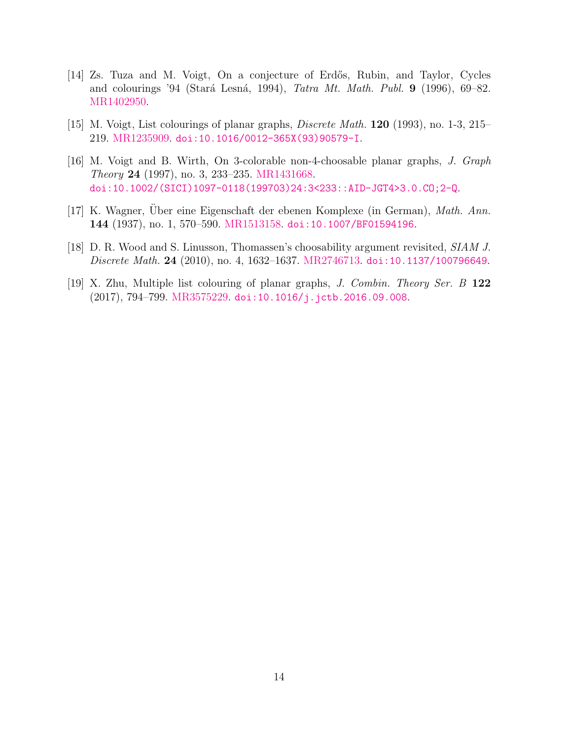[14] Zs. Tuza and M. Voigt, On a conjecture of Erdős, Rubin, and Taylor, Cycles and colourings '94 (Stará Lesná, 1994), *Tatra Mt. Math. Publ.* **9** (1996), 69–82. MR1402950.

[15] M. Voigt, List colourings of planar graphs, *Discrete Math.* **120** (1993), no. 1-3, 215–219. MR1235909. doi:10.1016/0012-365X(93)90579-I.

[16] M. Voigt and B. Wirth, On 3-colorable non-4-choosable planar graphs, *J. Graph Theory* **24** (1997), no. 3, 233–235. MR1431668. doi:10.1002/(SICI)1097-0118(199703)24:3<233::AID-JGT4>3.0.CO;2-Q.

[17] K. Wagner, Über eine Eigenschaft der ebenen Komplexe (in German), *Math. Ann.* **144** (1937), no. 1, 570–590. MR1513158. doi:10.1007/BF01594196.

[18] D. R. Wood and S. Linusson, Thomassen's choosability argument revisited, *SIAM J. Discrete Math.* **24** (2010), no. 4, 1632–1637. MR2746713. doi:10.1137/100796649.

[19] X. Zhu, Multiple list colouring of planar graphs, *J. Combin. Theory Ser. B* **122** (2017), 794–799. MR3575229. doi:10.1016/j.jctb.2016.09.008.